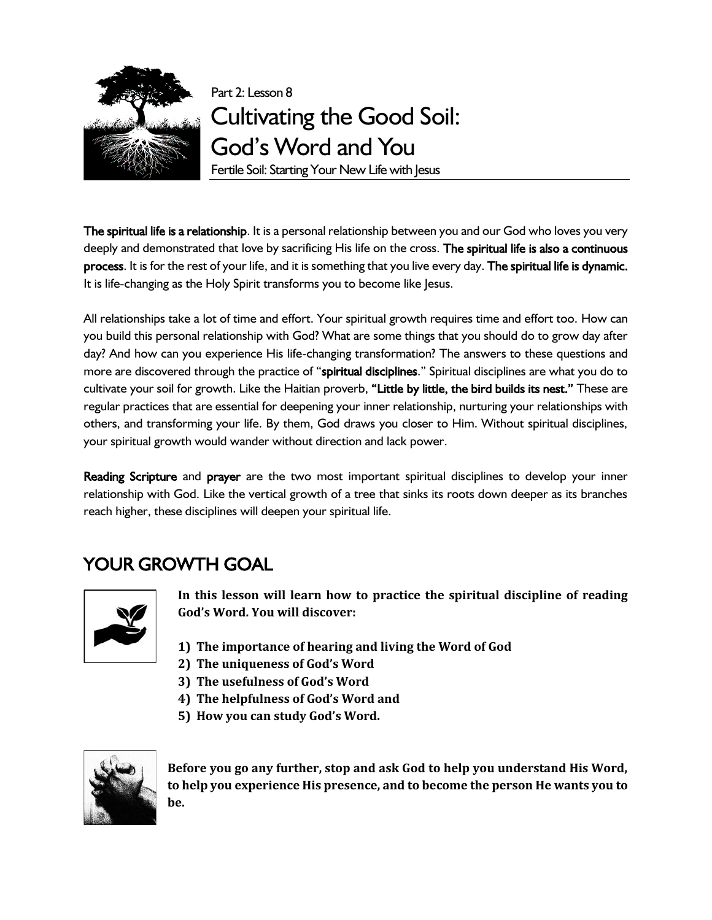Part 2: Lesson 8

# Cultivating the Good Soil: God's Word and You

Fertile Soil: Starting Your New Life with Jesus

**The spiritual life is a relationship**. It is a personal relationship between you and our God who loves you very deeply and demonstrated that love by sacrificing His life on the cross. **The spiritual life is also a continuous process**. It is for the rest of your life, and it is something that you live every day. **The spiritual life is dynamic.** It is life-changing as the Holy Spirit transforms you to become like Jesus.

All relationships take a lot of time and effort. Your spiritual growth requires time and effort too. How can you build this personal relationship with God? What are some things that you should do to grow day after day? And how can you experience His life-changing transformation? The answers to these questions and more are discovered through the practice of "**spiritual disciplines**." Spiritual disciplines are what you do to cultivate your soil for growth. Like the Haitian proverb, **"Little by little, the bird builds its nest."** These are regular practices that are essential for deepening your inner relationship, nurturing your relationships with others, and transforming your life. By them, God draws you closer to Him. Without spiritual disciplines, your spiritual growth would wander without direction and lack power.

**Reading Scripture** and **prayer** are the two most important spiritual disciplines to develop your inner relationship with God. Like the vertical growth of a tree that sinks its roots down deeper as its branches reach higher, these disciplines will deepen your spiritual life.

## YOUR GROWTH GOAL

**In this lesson will learn how to practice the spiritual discipline of reading God's Word. You will discover:**

1) **The importance of hearing and living the Word of God**
2) **The uniqueness of God's Word**
3) **The usefulness of God's Word**
4) **The helpfulness of God's Word and**
5) **How you can study God's Word.**

**Before you go any further, stop and ask God to help you understand His Word, to help you experience His presence, and to become the person He wants you to be.**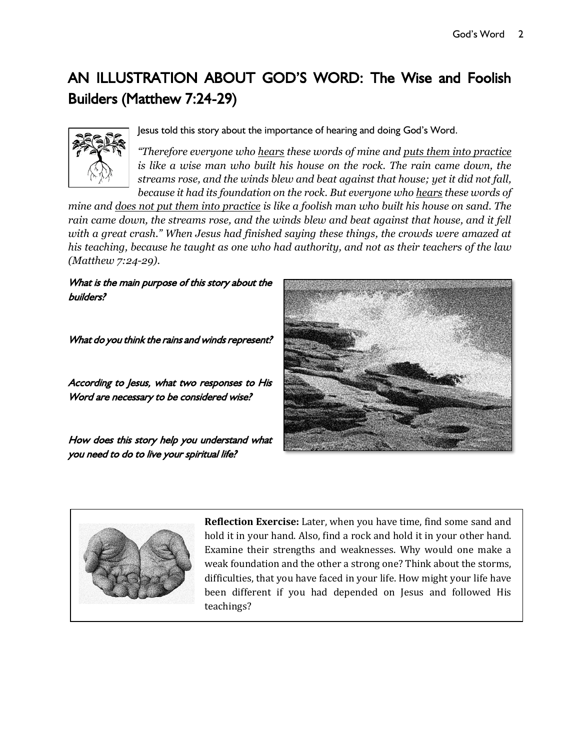## AN ILLUSTRATION ABOUT GOD'S WORD: The Wise and Foolish Builders (Matthew 7:24-29)

Jesus told this story about the importance of hearing and doing God's Word.

*"Therefore everyone who <u>hears</u> these words of mine and <u>puts them into practice</u> is like a wise man who built his house on the rock. The rain came down, the streams rose, and the winds blew and beat against that house; yet it did not fall, because it had its foundation on the rock. But everyone who <u>hears</u> these words of mine and <u>does not put them into practice</u> is like a foolish man who built his house on sand. The rain came down, the streams rose, and the winds blew and beat against that house, and it fell with a great crash." When Jesus had finished saying these things, the crowds were amazed at his teaching, because he taught as one who had authority, and not as their teachers of the law (Matthew 7:24-29).*

*What is the main purpose of this story about the builders?*

*What do you think the rains and winds represent?*

*According to Jesus, what two responses to His Word are necessary to be considered wise?*

*How does this story help you understand what you need to do to live your spiritual life?*

**Reflection Exercise:** Later, when you have time, find some sand and hold it in your hand. Also, find a rock and hold it in your other hand. Examine their strengths and weaknesses. Why would one make a weak foundation and the other a strong one? Think about the storms, difficulties, that you have faced in your life. How might your life have been different if you had depended on Jesus and followed His teachings?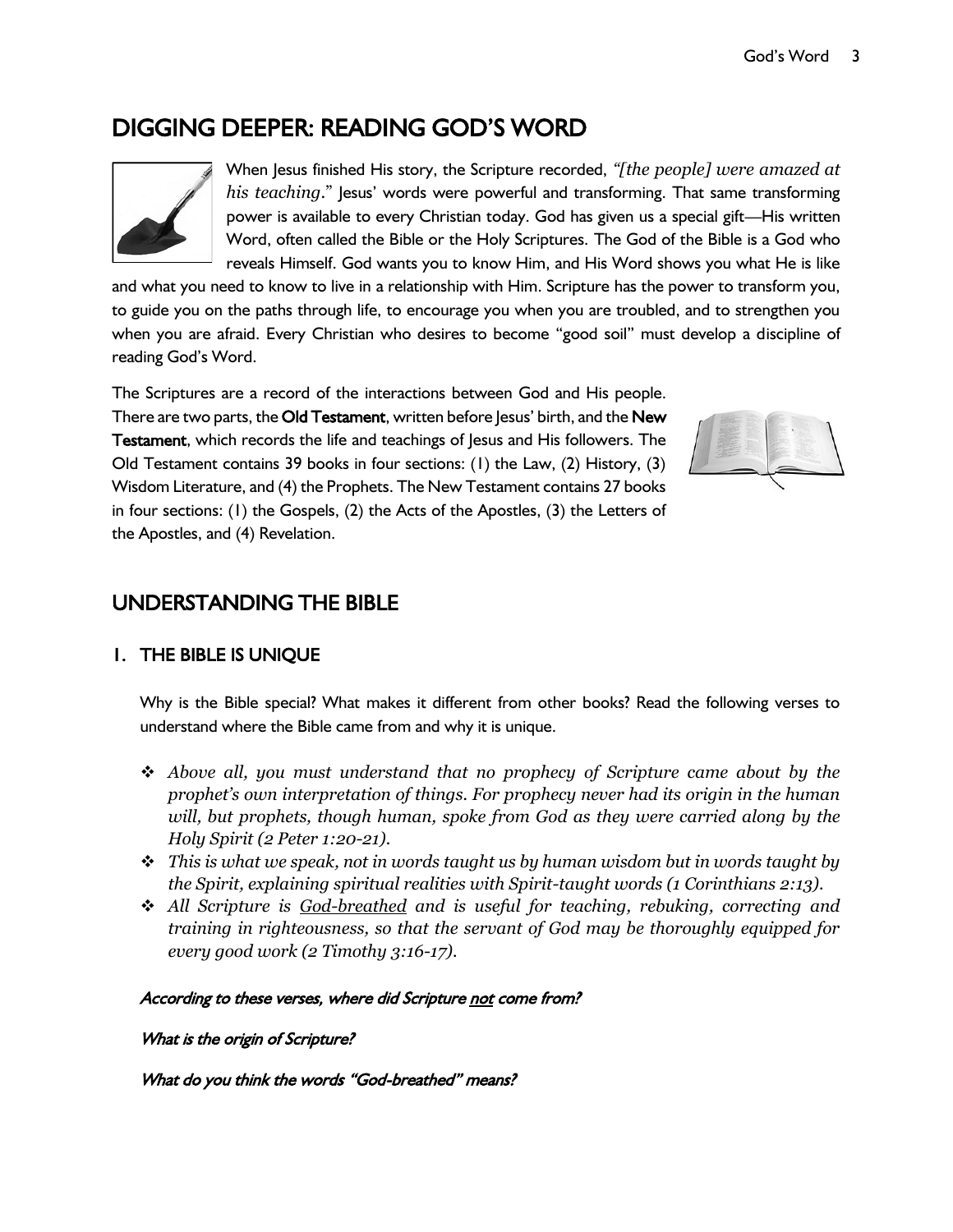# DIGGING DEEPER: READING GOD'S WORD

When Jesus finished His story, the Scripture recorded, *"[the people] were amazed at his teaching."* Jesus' words were powerful and transforming. That same transforming power is available to every Christian today. God has given us a special gift—His written Word, often called the Bible or the Holy Scriptures. The God of the Bible is a God who reveals Himself. God wants you to know Him, and His Word shows you what He is like and what you need to know to live in a relationship with Him. Scripture has the power to transform you, to guide you on the paths through life, to encourage you when you are troubled, and to strengthen you when you are afraid. Every Christian who desires to become "good soil" must develop a discipline of reading God's Word.

The Scriptures are a record of the interactions between God and His people. There are two parts, the **Old Testament**, written before Jesus' birth, and the **New Testament**, which records the life and teachings of Jesus and His followers. The Old Testament contains 39 books in four sections: (1) the Law, (2) History, (3) Wisdom Literature, and (4) the Prophets. The New Testament contains 27 books in four sections: (1) the Gospels, (2) the Acts of the Apostles, (3) the Letters of the Apostles, and (4) Revelation.

## UNDERSTANDING THE BIBLE

### 1. THE BIBLE IS UNIQUE

Why is the Bible special? What makes it different from other books? Read the following verses to understand where the Bible came from and why it is unique.

- *Above all, you must understand that no prophecy of Scripture came about by the prophet's own interpretation of things. For prophecy never had its origin in the human will, but prophets, though human, spoke from God as they were carried along by the Holy Spirit (2 Peter 1:20-21).*
- *This is what we speak, not in words taught us by human wisdom but in words taught by the Spirit, explaining spiritual realities with Spirit-taught words (1 Corinthians 2:13).*
- *All Scripture is <u>God-breathed</u> and is useful for teaching, rebuking, correcting and training in righteousness, so that the servant of God may be thoroughly equipped for every good work (2 Timothy 3:16-17).*

***According to these verses, where did Scripture <u>not</u> come from?***

***What is the origin of Scripture?***

***What do you think the words "God-breathed" means?***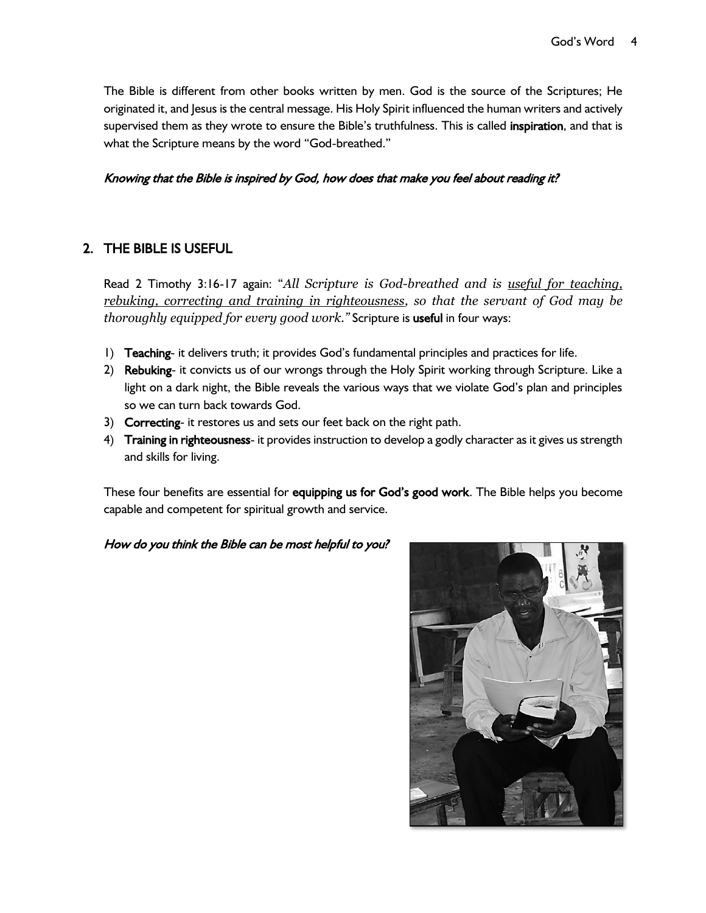The Bible is different from other books written by men. God is the source of the Scriptures; He originated it, and Jesus is the central message. His Holy Spirit influenced the human writers and actively supervised them as they wrote to ensure the Bible's truthfulness. This is called **inspiration**, and that is what the Scripture means by the word "God-breathed."

*Knowing that the Bible is inspired by God, how does that make you feel about reading it?*

## 2. THE BIBLE IS USEFUL

Read 2 Timothy 3:16-17 again: "*All Scripture is God-breathed and is <u>useful for teaching, rebuking, correcting and training in righteousness</u>, so that the servant of God may be thoroughly equipped for every good work.*" Scripture is **useful** in four ways:

1) **Teaching**- it delivers truth; it provides God's fundamental principles and practices for life.
2) **Rebuking**- it convicts us of our wrongs through the Holy Spirit working through Scripture. Like a light on a dark night, the Bible reveals the various ways that we violate God's plan and principles so we can turn back towards God.
3) **Correcting**- it restores us and sets our feet back on the right path.
4) **Training in righteousness**- it provides instruction to develop a godly character as it gives us strength and skills for living.

These four benefits are essential for **equipping us for God's good work**. The Bible helps you become capable and competent for spiritual growth and service.

*How do you think the Bible can be most helpful to you?*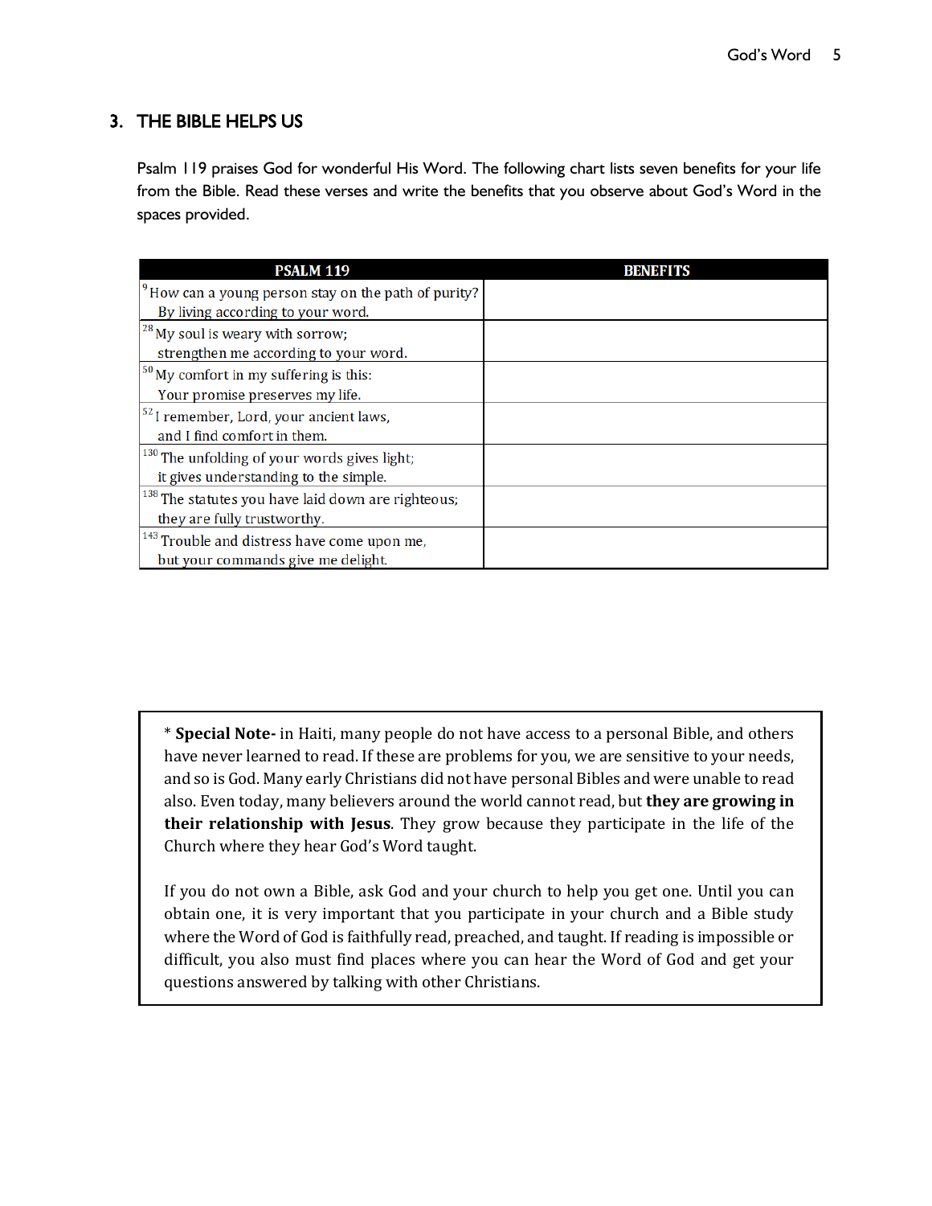## 3. THE BIBLE HELPS US

Psalm 119 praises God for wonderful His Word. The following chart lists seven benefits for your life from the Bible. Read these verses and write the benefits that you observe about God's Word in the spaces provided.

| PSALM 119 | BENEFITS |
|---|---|
| [9] How can a young person stay on the path of purity? By living according to your word. | |
| [28] My soul is weary with sorrow; strengthen me according to your word. | |
| [50] My comfort in my suffering is this: Your promise preserves my life. | |
| [52] I remember, Lord, your ancient laws, and I find comfort in them. | |
| [130] The unfolding of your words gives light; it gives understanding to the simple. | |
| [138] The statutes you have laid down are righteous; they are fully trustworthy. | |
| [143] Trouble and distress have come upon me, but your commands give me delight. | |

\* **Special Note-** in Haiti, many people do not have access to a personal Bible, and others have never learned to read. If these are problems for you, we are sensitive to your needs, and so is God. Many early Christians did not have personal Bibles and were unable to read also. Even today, many believers around the world cannot read, but **they are growing in their relationship with Jesus**. They grow because they participate in the life of the Church where they hear God's Word taught.

If you do not own a Bible, ask God and your church to help you get one. Until you can obtain one, it is very important that you participate in your church and a Bible study where the Word of God is faithfully read, preached, and taught. If reading is impossible or difficult, you also must find places where you can hear the Word of God and get your questions answered by talking with other Christians.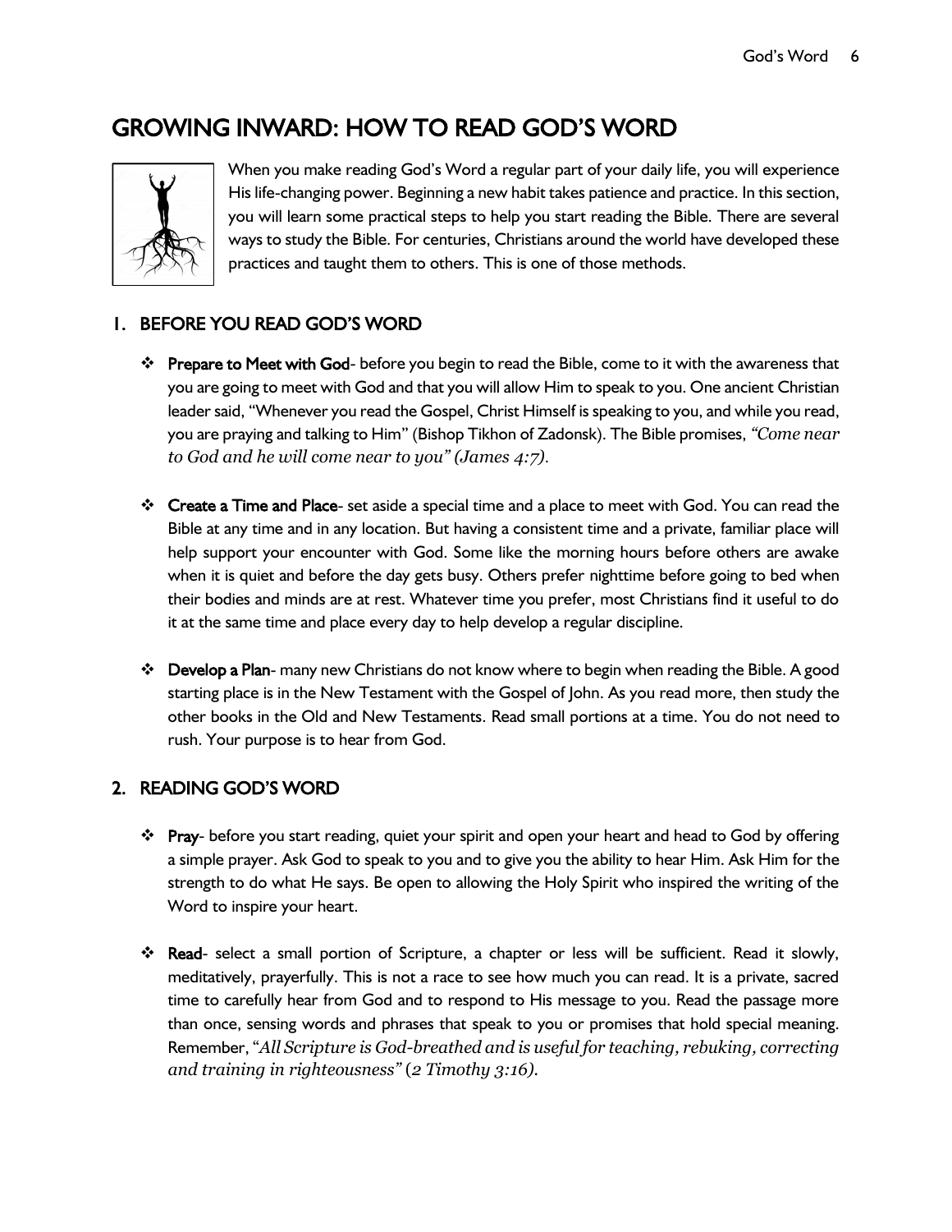# GROWING INWARD: HOW TO READ GOD'S WORD

When you make reading God's Word a regular part of your daily life, you will experience His life-changing power. Beginning a new habit takes patience and practice. In this section, you will learn some practical steps to help you start reading the Bible. There are several ways to study the Bible. For centuries, Christians around the world have developed these practices and taught them to others. This is one of those methods.

## 1. BEFORE YOU READ GOD'S WORD

- **Prepare to Meet with God**- before you begin to read the Bible, come to it with the awareness that you are going to meet with God and that you will allow Him to speak to you. One ancient Christian leader said, "Whenever you read the Gospel, Christ Himself is speaking to you, and while you read, you are praying and talking to Him" (Bishop Tikhon of Zadonsk). The Bible promises, *"Come near to God and he will come near to you" (James 4:7).*

- **Create a Time and Place**- set aside a special time and a place to meet with God. You can read the Bible at any time and in any location. But having a consistent time and a private, familiar place will help support your encounter with God. Some like the morning hours before others are awake when it is quiet and before the day gets busy. Others prefer nighttime before going to bed when their bodies and minds are at rest. Whatever time you prefer, most Christians find it useful to do it at the same time and place every day to help develop a regular discipline.

- **Develop a Plan**- many new Christians do not know where to begin when reading the Bible. A good starting place is in the New Testament with the Gospel of John. As you read more, then study the other books in the Old and New Testaments. Read small portions at a time. You do not need to rush. Your purpose is to hear from God.

## 2. READING GOD'S WORD

- **Pray**- before you start reading, quiet your spirit and open your heart and head to God by offering a simple prayer. Ask God to speak to you and to give you the ability to hear Him. Ask Him for the strength to do what He says. Be open to allowing the Holy Spirit who inspired the writing of the Word to inspire your heart.

- **Read**- select a small portion of Scripture, a chapter or less will be sufficient. Read it slowly, meditatively, prayerfully. This is not a race to see how much you can read. It is a private, sacred time to carefully hear from God and to respond to His message to you. Read the passage more than once, sensing words and phrases that speak to you or promises that hold special meaning. Remember, *"All Scripture is God-breathed and is useful for teaching, rebuking, correcting and training in righteousness" (2 Timothy 3:16).*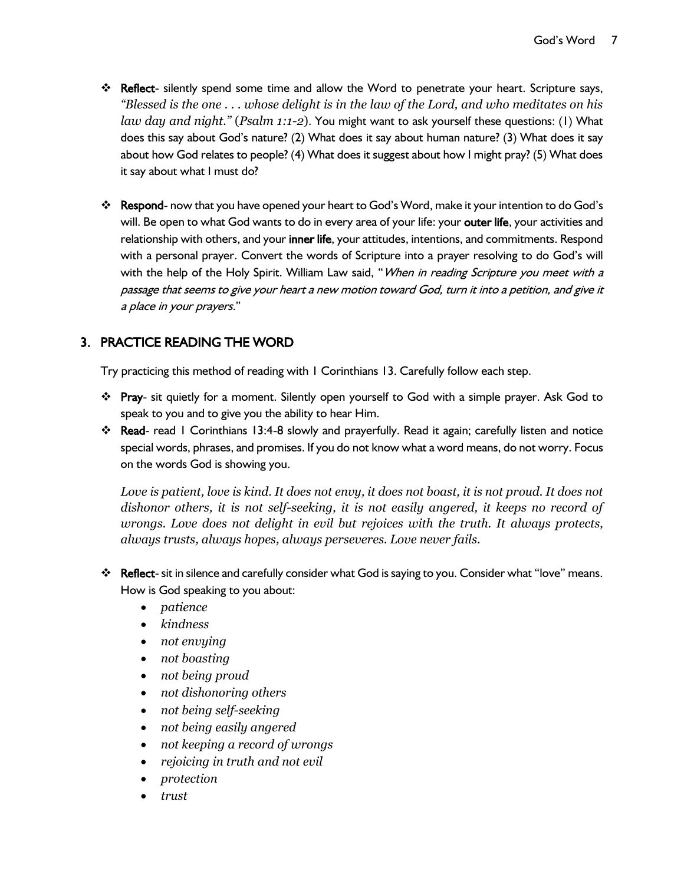- **Reflect**- silently spend some time and allow the Word to penetrate your heart. Scripture says, *"Blessed is the one . . . whose delight is in the law of the Lord, and who meditates on his law day and night."* (*Psalm 1:1-2*). You might want to ask yourself these questions: (1) What does this say about God's nature? (2) What does it say about human nature? (3) What does it say about how God relates to people? (4) What does it suggest about how I might pray? (5) What does it say about what I must do?

- **Respond**- now that you have opened your heart to God's Word, make it your intention to do God's will. Be open to what God wants to do in every area of your life: your **outer life**, your activities and relationship with others, and your **inner life**, your attitudes, intentions, and commitments. Respond with a personal prayer. Convert the words of Scripture into a prayer resolving to do God's will with the help of the Holy Spirit. William Law said, "*When in reading Scripture you meet with a passage that seems to give your heart a new motion toward God, turn it into a petition, and give it a place in your prayers.*"

## 3. PRACTICE READING THE WORD

Try practicing this method of reading with 1 Corinthians 13. Carefully follow each step.

- **Pray**- sit quietly for a moment. Silently open yourself to God with a simple prayer. Ask God to speak to you and to give you the ability to hear Him.
- **Read**- read 1 Corinthians 13:4-8 slowly and prayerfully. Read it again; carefully listen and notice special words, phrases, and promises. If you do not know what a word means, do not worry. Focus on the words God is showing you.

  *Love is patient, love is kind. It does not envy, it does not boast, it is not proud. It does not dishonor others, it is not self-seeking, it is not easily angered, it keeps no record of wrongs. Love does not delight in evil but rejoices with the truth. It always protects, always trusts, always hopes, always perseveres. Love never fails.*

- **Reflect**- sit in silence and carefully consider what God is saying to you. Consider what "love" means. How is God speaking to you about:
  - *patience*
  - *kindness*
  - *not envying*
  - *not boasting*
  - *not being proud*
  - *not dishonoring others*
  - *not being self-seeking*
  - *not being easily angered*
  - *not keeping a record of wrongs*
  - *rejoicing in truth and not evil*
  - *protection*
  - *trust*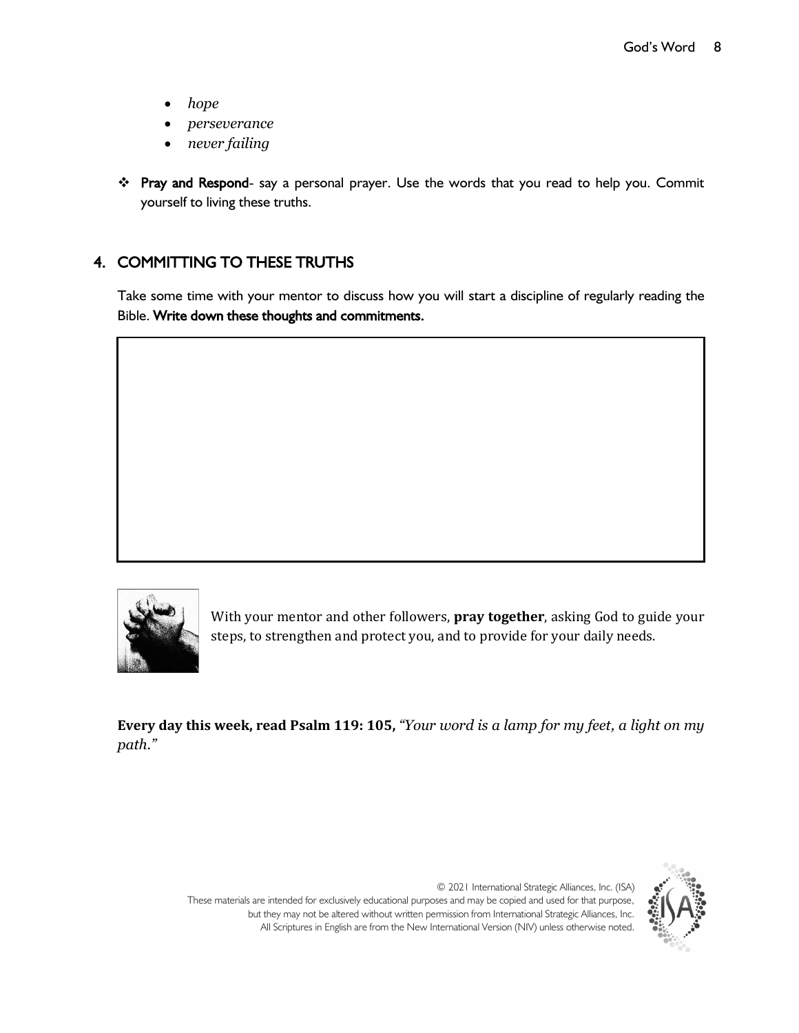- *hope*
- *perseverance*
- *never failing*

❖ **Pray and Respond**- say a personal prayer. Use the words that you read to help you. Commit yourself to living these truths.

## 4. COMMITTING TO THESE TRUTHS

Take some time with your mentor to discuss how you will start a discipline of regularly reading the Bible. **Write down these thoughts and commitments.**

With your mentor and other followers, **pray together**, asking God to guide your steps, to strengthen and protect you, and to provide for your daily needs.

**Every day this week, read Psalm 119: 105,** *"Your word is a lamp for my feet, a light on my path."*

© 2021 International Strategic Alliances, Inc. (ISA)
These materials are intended for exclusively educational purposes and may be copied and used for that purpose, but they may not be altered without written permission from International Strategic Alliances, Inc.
All Scriptures in English are from the New International Version (NIV) unless otherwise noted.